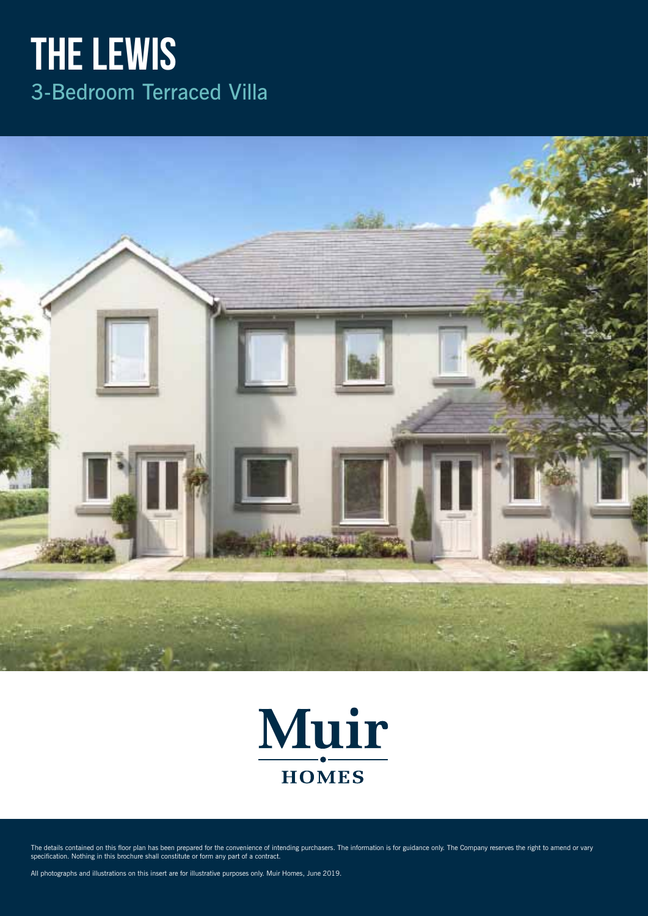# THE LEWIS

## 3-Bedroom Terraced Villa

Muir

HOMES

The details contained on this floor plan has been prepared for the convenience of intending purchasers. The information is for guidance only. The Company reserves the right to amend or vary specification. Nothing in this brochure shall constitute or form any part of a contract.

All photographs and illustrations on this insert are for illustrative purposes only. Muir Homes, June 2019.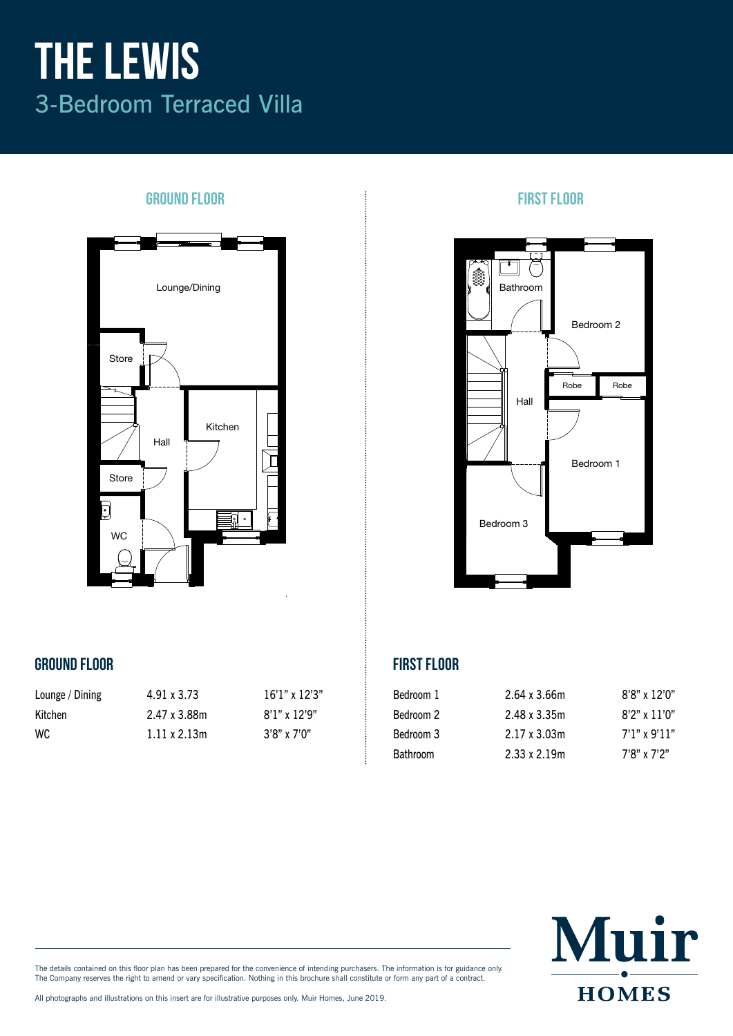# THE LEWIS

## 3-Bedroom Terraced Villa

GROUND FLOOR

Lounge/Dining

Store

Hall

Kitchen

Store

WC

FIRST FLOOR

Bathroom

Bedroom 2

Robe

Robe

Hall

Bedroom 1

Bedroom 3

## GROUND FLOOR

| | | |
|---|---|---|
| Lounge / Dining | 4.91 x 3.73 | 16'1" x 12'3" |
| Kitchen | 2.47 x 3.88m | 8'1" x 12'9" |
| WC | 1.11 x 2.13m | 3'8" x 7'0" |

## FIRST FLOOR

| | | |
|---|---|---|
| Bedroom 1 | 2.64 x 3.66m | 8'8" x 12'0" |
| Bedroom 2 | 2.48 x 3.35m | 8'2" x 11'0" |
| Bedroom 3 | 2.17 x 3.03m | 7'1" x 9'11" |
| Bathroom | 2.33 x 2.19m | 7'8" x 7'2" |

The details contained on this floor plan has been prepared for the convenience of intending purchasers. The information is for guidance only. The Company reserves the right to amend or vary specification. Nothing in this brochure shall constitute or form any part of a contract.

All photographs and illustrations on this insert are for illustrative purposes only. Muir Homes, June 2019.

Muir HOMES